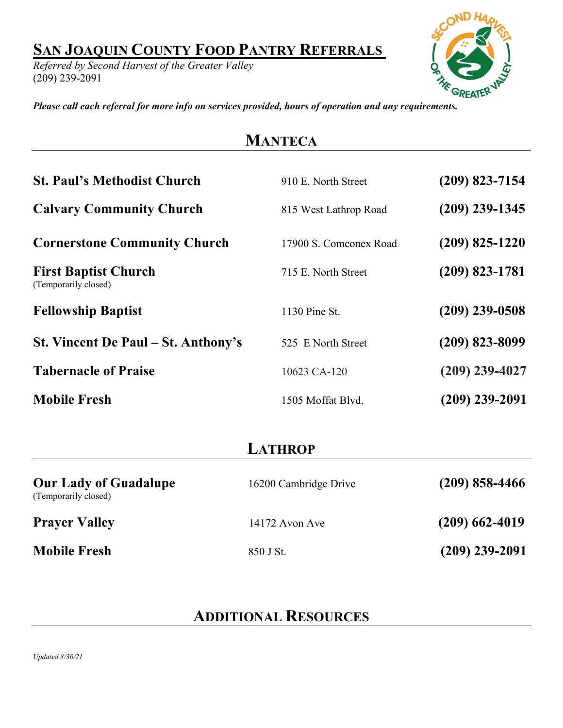# SAN JOAQUIN COUNTY FOOD PANTRY REFERRALS

*Referred by Second Harvest of the Greater Valley*
(209) 239-2091

***Please call each referral for more info on services provided, hours of operation and any requirements.***

## MANTECA

| | | |
|---|---|---|
| **St. Paul's Methodist Church** | 910 E. North Street | **(209) 823-7154** |
| **Calvary Community Church** | 815 West Lathrop Road | **(209) 239-1345** |
| **Cornerstone Community Church** | 17900 S. Comconex Road | **(209) 825-1220** |
| **First Baptist Church** (Temporarily closed) | 715 E. North Street | **(209) 823-1781** |
| **Fellowship Baptist** | 1130 Pine St. | **(209) 239-0508** |
| **St. Vincent De Paul – St. Anthony's** | 525 E North Street | **(209) 823-8099** |
| **Tabernacle of Praise** | 10623 CA-120 | **(209) 239-4027** |
| **Mobile Fresh** | 1505 Moffat Blvd. | **(209) 239-2091** |

## LATHROP

| | | |
|---|---|---|
| **Our Lady of Guadalupe** (Temporarily closed) | 16200 Cambridge Drive | **(209) 858-4466** |
| **Prayer Valley** | 14172 Avon Ave | **(209) 662-4019** |
| **Mobile Fresh** | 850 J St. | **(209) 239-2091** |

## ADDITIONAL RESOURCES

*Updated 8/30/21*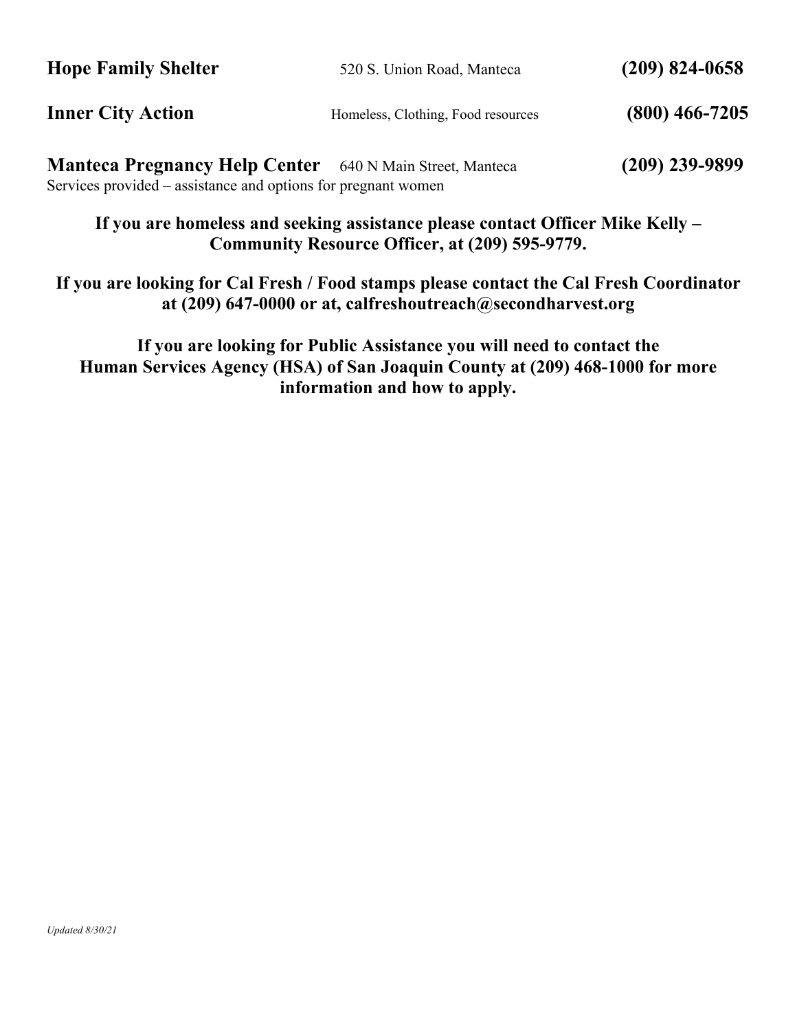**Hope Family Shelter** 520 S. Union Road, Manteca **(209) 824-0658**

**Inner City Action** Homeless, Clothing, Food resources **(800) 466-7205**

**Manteca Pregnancy Help Center** 640 N Main Street, Manteca **(209) 239-9899**
Services provided – assistance and options for pregnant women

**If you are homeless and seeking assistance please contact Officer Mike Kelly – Community Resource Officer, at (209) 595-9779.**

**If you are looking for Cal Fresh / Food stamps please contact the Cal Fresh Coordinator at (209) 647-0000 or at, calfreshoutreach@secondharvest.org**

**If you are looking for Public Assistance you will need to contact the Human Services Agency (HSA) of San Joaquin County at (209) 468-1000 for more information and how to apply.**

*Updated 8/30/21*